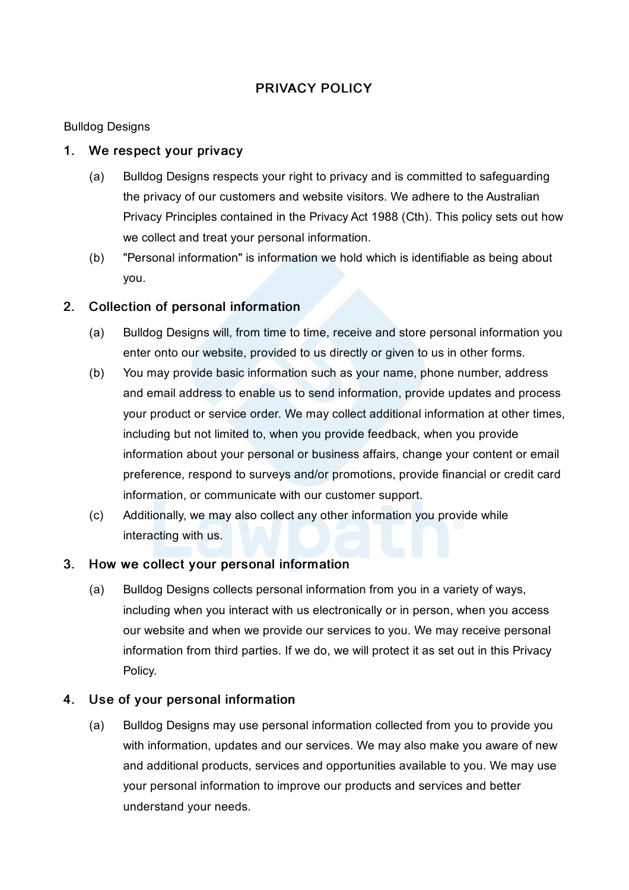# PRIVACY POLICY

Bulldog Designs

## 1. We respect your privacy

(a) Bulldog Designs respects your right to privacy and is committed to safeguarding the privacy of our customers and website visitors. We adhere to the Australian Privacy Principles contained in the Privacy Act 1988 (Cth). This policy sets out how we collect and treat your personal information.

(b) "Personal information" is information we hold which is identifiable as being about you.

## 2. Collection of personal information

(a) Bulldog Designs will, from time to time, receive and store personal information you enter onto our website, provided to us directly or given to us in other forms.

(b) You may provide basic information such as your name, phone number, address and email address to enable us to send information, provide updates and process your product or service order. We may collect additional information at other times, including but not limited to, when you provide feedback, when you provide information about your personal or business affairs, change your content or email preference, respond to surveys and/or promotions, provide financial or credit card information, or communicate with our customer support.

(c) Additionally, we may also collect any other information you provide while interacting with us.

## 3. How we collect your personal information

(a) Bulldog Designs collects personal information from you in a variety of ways, including when you interact with us electronically or in person, when you access our website and when we provide our services to you. We may receive personal information from third parties. If we do, we will protect it as set out in this Privacy Policy.

## 4. Use of your personal information

(a) Bulldog Designs may use personal information collected from you to provide you with information, updates and our services. We may also make you aware of new and additional products, services and opportunities available to you. We may use your personal information to improve our products and services and better understand your needs.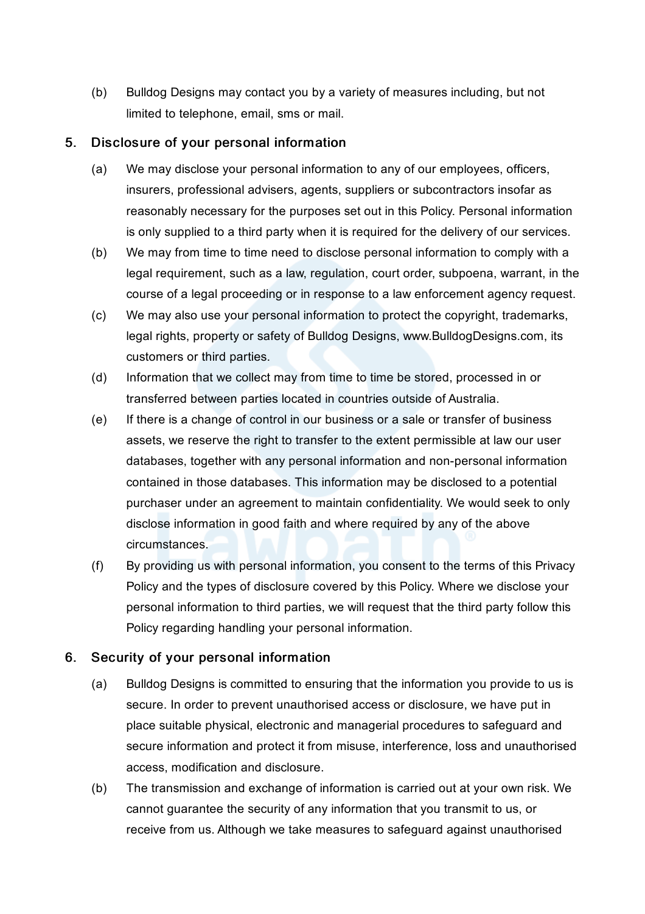(b) Bulldog Designs may contact you by a variety of measures including, but not limited to telephone, email, sms or mail.

## 5. Disclosure of your personal information

(a) We may disclose your personal information to any of our employees, officers, insurers, professional advisers, agents, suppliers or subcontractors insofar as reasonably necessary for the purposes set out in this Policy. Personal information is only supplied to a third party when it is required for the delivery of our services.

(b) We may from time to time need to disclose personal information to comply with a legal requirement, such as a law, regulation, court order, subpoena, warrant, in the course of a legal proceeding or in response to a law enforcement agency request.

(c) We may also use your personal information to protect the copyright, trademarks, legal rights, property or safety of Bulldog Designs, www.BulldogDesigns.com, its customers or third parties.

(d) Information that we collect may from time to time be stored, processed in or transferred between parties located in countries outside of Australia.

(e) If there is a change of control in our business or a sale or transfer of business assets, we reserve the right to transfer to the extent permissible at law our user databases, together with any personal information and non-personal information contained in those databases. This information may be disclosed to a potential purchaser under an agreement to maintain confidentiality. We would seek to only disclose information in good faith and where required by any of the above circumstances.

(f) By providing us with personal information, you consent to the terms of this Privacy Policy and the types of disclosure covered by this Policy. Where we disclose your personal information to third parties, we will request that the third party follow this Policy regarding handling your personal information.

## 6. Security of your personal information

(a) Bulldog Designs is committed to ensuring that the information you provide to us is secure. In order to prevent unauthorised access or disclosure, we have put in place suitable physical, electronic and managerial procedures to safeguard and secure information and protect it from misuse, interference, loss and unauthorised access, modification and disclosure.

(b) The transmission and exchange of information is carried out at your own risk. We cannot guarantee the security of any information that you transmit to us, or receive from us. Although we take measures to safeguard against unauthorised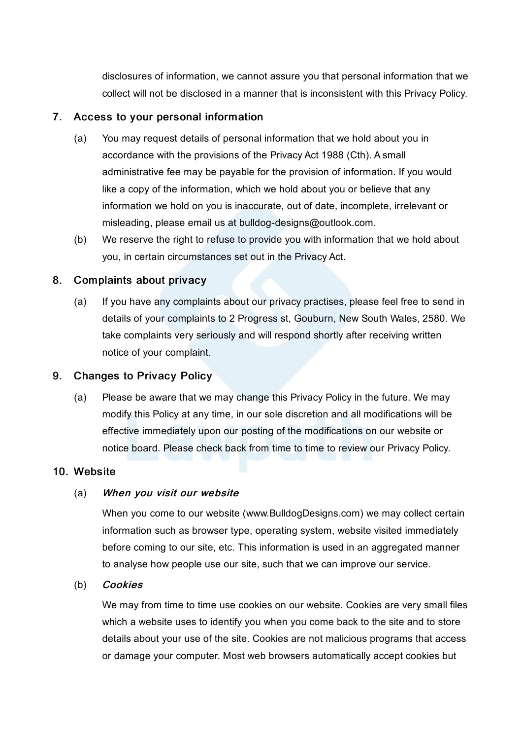disclosures of information, we cannot assure you that personal information that we collect will not be disclosed in a manner that is inconsistent with this Privacy Policy.

## 7. Access to your personal information

(a) You may request details of personal information that we hold about you in accordance with the provisions of the Privacy Act 1988 (Cth). A small administrative fee may be payable for the provision of information. If you would like a copy of the information, which we hold about you or believe that any information we hold on you is inaccurate, out of date, incomplete, irrelevant or misleading, please email us at bulldog-designs@outlook.com.

(b) We reserve the right to refuse to provide you with information that we hold about you, in certain circumstances set out in the Privacy Act.

## 8. Complaints about privacy

(a) If you have any complaints about our privacy practises, please feel free to send in details of your complaints to 2 Progress st, Gouburn, New South Wales, 2580. We take complaints very seriously and will respond shortly after receiving written notice of your complaint.

## 9. Changes to Privacy Policy

(a) Please be aware that we may change this Privacy Policy in the future. We may modify this Policy at any time, in our sole discretion and all modifications will be effective immediately upon our posting of the modifications on our website or notice board. Please check back from time to time to review our Privacy Policy.

## 10. Website

(a) ***When you visit our website***

When you come to our website (www.BulldogDesigns.com) we may collect certain information such as browser type, operating system, website visited immediately before coming to our site, etc. This information is used in an aggregated manner to analyse how people use our site, such that we can improve our service.

(b) ***Cookies***

We may from time to time use cookies on our website. Cookies are very small files which a website uses to identify you when you come back to the site and to store details about your use of the site. Cookies are not malicious programs that access or damage your computer. Most web browsers automatically accept cookies but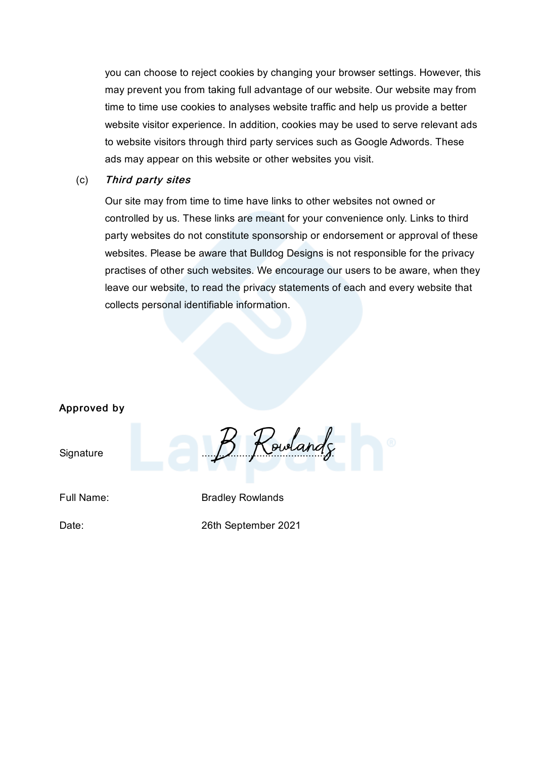you can choose to reject cookies by changing your browser settings. However, this may prevent you from taking full advantage of our website. Our website may from time to time use cookies to analyses website traffic and help us provide a better website visitor experience. In addition, cookies may be used to serve relevant ads to website visitors through third party services such as Google Adwords. These ads may appear on this website or other websites you visit.

(c) ***Third party sites***

Our site may from time to time have links to other websites not owned or controlled by us. These links are meant for your convenience only. Links to third party websites do not constitute sponsorship or endorsement or approval of these websites. Please be aware that Bulldog Designs is not responsible for the privacy practises of other such websites. We encourage our users to be aware, when they leave our website, to read the privacy statements of each and every website that collects personal identifiable information.

**Approved by**

Signature ............................................ B Rowlands

Full Name: Bradley Rowlands

Date: 26th September 2021